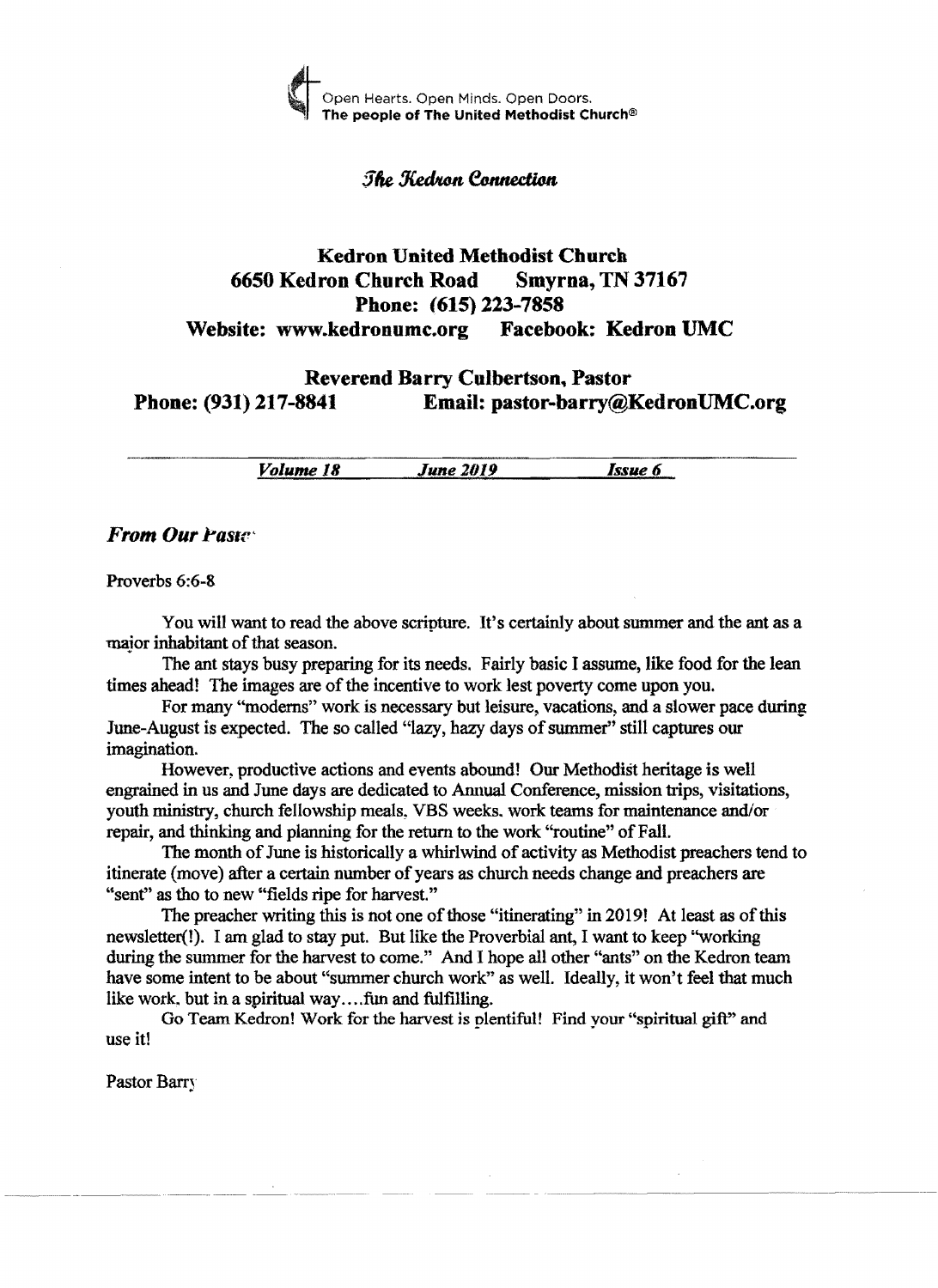Open Hearts. Open Minds. Open Doors.
**The people of The United Methodist Church®**

*The Kedron Connection*

**Kedron United Methodist Church**
**6650 Kedron Church Road Smyrna, TN 37167**
**Phone: (615) 223-7858**
**Website: www.kedronumc.org Facebook: Kedron UMC**

**Reverend Barry Culbertson, Pastor**
**Phone: (931) 217-8841 Email: pastor-barry@KedronUMC.org**

***Volume 18*** ***June 2019*** ***Issue 6***

## *From Our Pastor*

Proverbs 6:6-8

You will want to read the above scripture. It's certainly about summer and the ant as a major inhabitant of that season.

The ant stays busy preparing for its needs. Fairly basic I assume, like food for the lean times ahead! The images are of the incentive to work lest poverty come upon you.

For many "moderns" work is necessary but leisure, vacations, and a slower pace during June-August is expected. The so called "lazy, hazy days of summer" still captures our imagination.

However, productive actions and events abound! Our Methodist heritage is well engrained in us and June days are dedicated to Annual Conference, mission trips, visitations, youth ministry, church fellowship meals, VBS weeks, work teams for maintenance and/or repair, and thinking and planning for the return to the work "routine" of Fall.

The month of June is historically a whirlwind of activity as Methodist preachers tend to itinerate (move) after a certain number of years as church needs change and preachers are "sent" as tho to new "fields ripe for harvest."

The preacher writing this is not one of those "itinerating" in 2019! At least as of this newsletter(!). I am glad to stay put. But like the Proverbial ant, I want to keep "working during the summer for the harvest to come." And I hope all other "ants" on the Kedron team have some intent to be about "summer church work" as well. Ideally, it won't feel that much like work, but in a spiritual way....fun and fulfilling.

Go Team Kedron! Work for the harvest is plentiful! Find your "spiritual gift" and use it!

Pastor Barry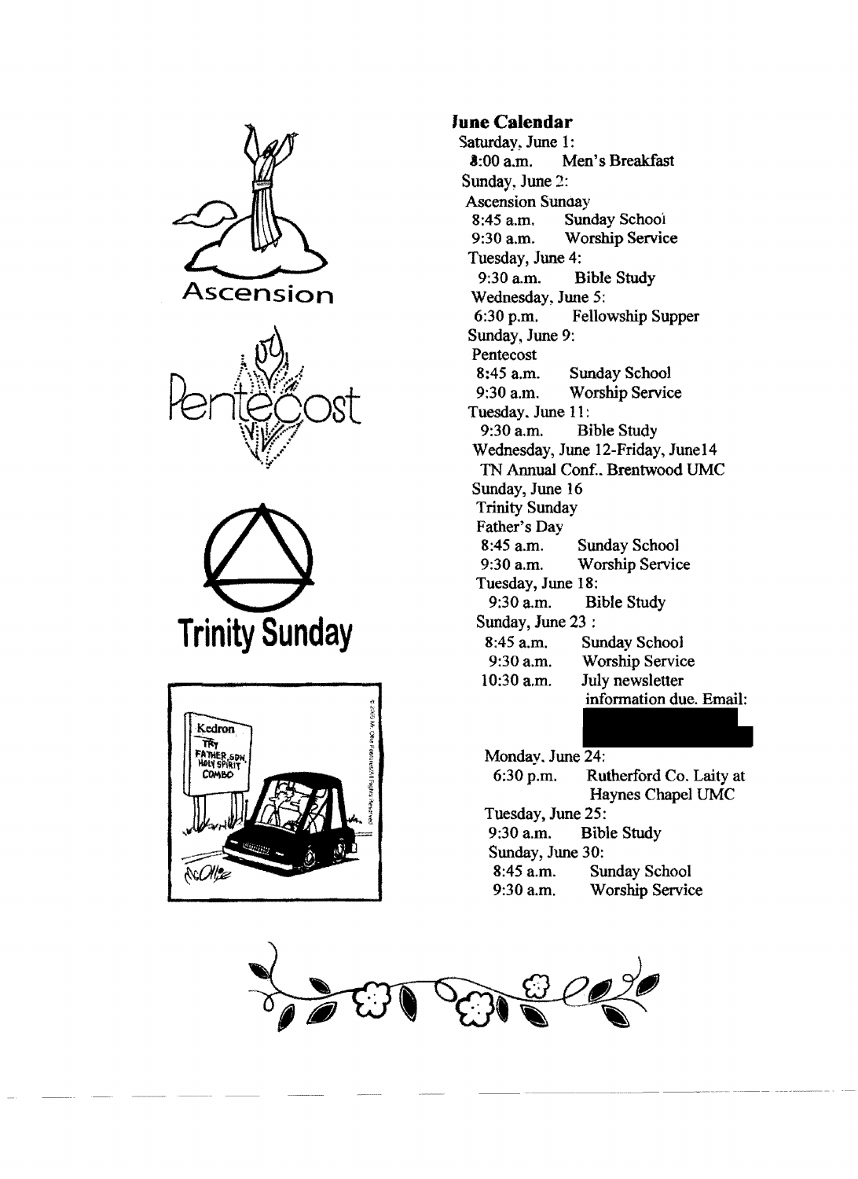## June Calendar

Saturday, June 1:
8:00 a.m. Men's Breakfast

Sunday, June 2:
Ascension Sunday
8:45 a.m. Sunday School
9:30 a.m. Worship Service

Tuesday, June 4:
9:30 a.m. Bible Study

Wednesday, June 5:
6:30 p.m. Fellowship Supper

Sunday, June 9:
Pentecost
8:45 a.m. Sunday School
9:30 a.m. Worship Service

Tuesday, June 11:
9:30 a.m. Bible Study

Wednesday, June 12-Friday, June14
TN Annual Conf., Brentwood UMC

Sunday, June 16
Trinity Sunday
Father's Day
8:45 a.m. Sunday School
9:30 a.m. Worship Service

Tuesday, June 18:
9:30 a.m. Bible Study

Sunday, June 23 :
8:45 a.m. Sunday School
9:30 a.m. Worship Service
10:30 a.m. July newsletter information due. Email:

Monday, June 24:
6:30 p.m. Rutherford Co. Laity at Haynes Chapel UMC

Tuesday, June 25:
9:30 a.m. Bible Study

Sunday, June 30:
8:45 a.m. Sunday School
9:30 a.m. Worship Service

Ascension

Pentecost

Trinity Sunday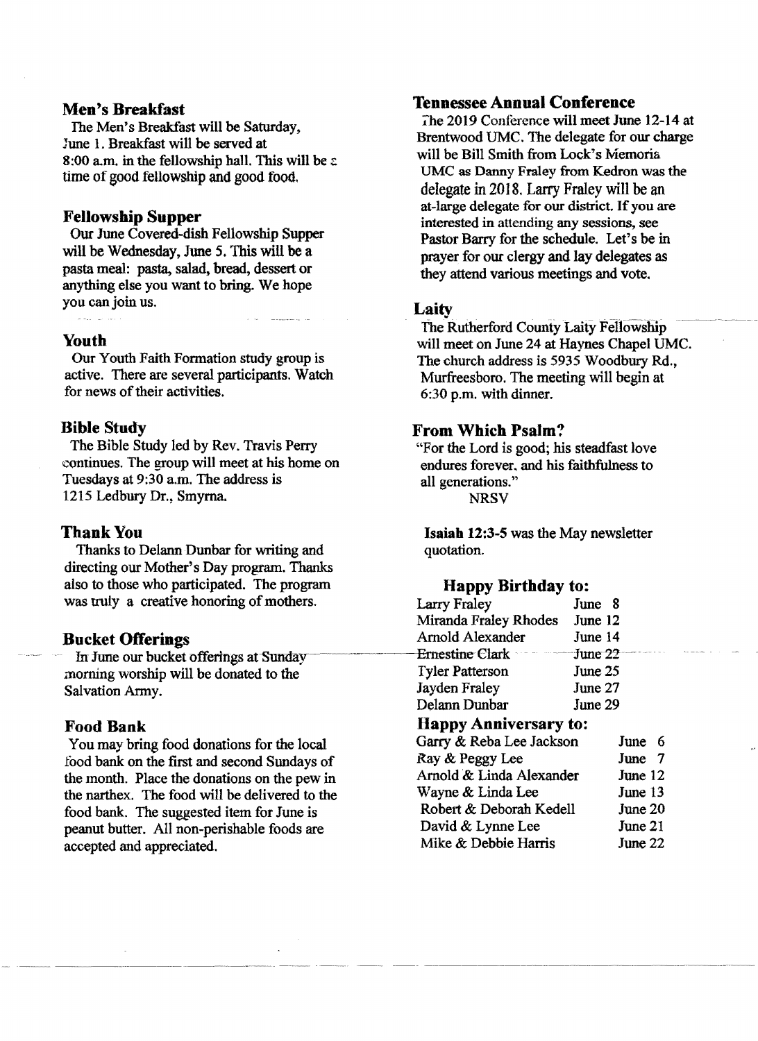## Men's Breakfast

The Men's Breakfast will be Saturday, June 1. Breakfast will be served at 8:00 a.m. in the fellowship hall. This will be a time of good fellowship and good food.

## Fellowship Supper

Our June Covered-dish Fellowship Supper will be Wednesday, June 5. This will be a pasta meal: pasta, salad, bread, dessert or anything else you want to bring. We hope you can join us.

## Youth

Our Youth Faith Formation study group is active. There are several participants. Watch for news of their activities.

## Bible Study

The Bible Study led by Rev. Travis Perry continues. The group will meet at his home on Tuesdays at 9:30 a.m. The address is 1215 Ledbury Dr., Smyrna.

## Thank You

Thanks to Delann Dunbar for writing and directing our Mother's Day program. Thanks also to those who participated. The program was truly a creative honoring of mothers.

## Bucket Offerings

In June our bucket offerings at Sunday morning worship will be donated to the Salvation Army.

## Food Bank

You may bring food donations for the local food bank on the first and second Sundays of the month. Place the donations on the pew in the narthex. The food will be delivered to the food bank. The suggested item for June is peanut butter. All non-perishable foods are accepted and appreciated.

## Tennessee Annual Conference

The 2019 Conference will meet June 12-14 at Brentwood UMC. The delegate for our charge will be Bill Smith from Lock's Memorial UMC as Danny Fraley from Kedron was the delegate in 2018. Larry Fraley will be an at-large delegate for our district. If you are interested in attending any sessions, see Pastor Barry for the schedule. Let's be in prayer for our clergy and lay delegates as they attend various meetings and vote.

## Laity

The Rutherford County Laity Fellowship will meet on June 24 at Haynes Chapel UMC. The church address is 5935 Woodbury Rd., Murfreesboro. The meeting will begin at 6:30 p.m. with dinner.

## From Which Psalm?

"For the Lord is good; his steadfast love endures forever, and his faithfulness to all generations."
NRSV

**Isaiah 12:3-5** was the May newsletter quotation.

### Happy Birthday to:

| | |
|---|---|
| Larry Fraley | June 8 |
| Miranda Fraley Rhodes | June 12 |
| Arnold Alexander | June 14 |
| Ernestine Clark | June 22 |
| Tyler Patterson | June 25 |
| Jayden Fraley | June 27 |
| Delann Dunbar | June 29 |

### Happy Anniversary to:

| | |
|---|---|
| Garry & Reba Lee Jackson | June 6 |
| Ray & Peggy Lee | June 7 |
| Arnold & Linda Alexander | June 12 |
| Wayne & Linda Lee | June 13 |
| Robert & Deborah Kedell | June 20 |
| David & Lynne Lee | June 21 |
| Mike & Debbie Harris | June 22 |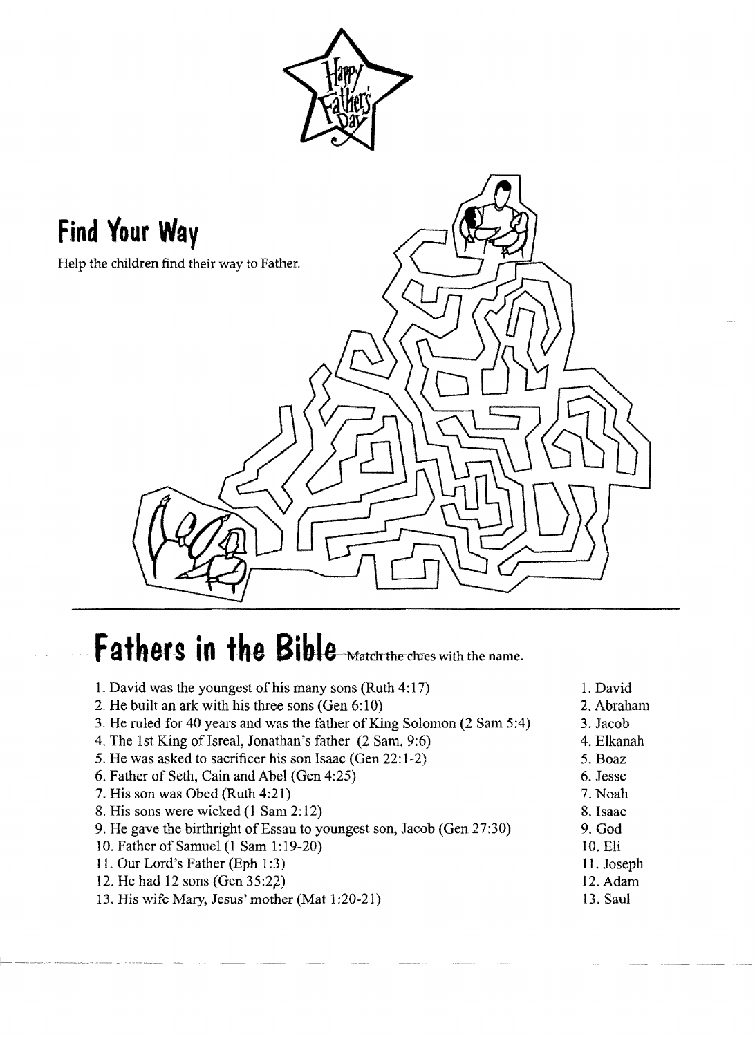Happy Father's Day

## Find Your Way

Help the children find their way to Father.

## Fathers in the Bible

Match the clues with the name.

| | |
|---|---|
| 1. David was the youngest of his many sons (Ruth 4:17) | 1. David |
| 2. He built an ark with his three sons (Gen 6:10) | 2. Abraham |
| 3. He ruled for 40 years and was the father of King Solomon (2 Sam 5:4) | 3. Jacob |
| 4. The 1st King of Isreal, Jonathan's father (2 Sam. 9:6) | 4. Elkanah |
| 5. He was asked to sacrificer his son Isaac (Gen 22:1-2) | 5. Boaz |
| 6. Father of Seth, Cain and Abel (Gen 4:25) | 6. Jesse |
| 7. His son was Obed (Ruth 4:21) | 7. Noah |
| 8. His sons were wicked (1 Sam 2:12) | 8. Isaac |
| 9. He gave the birthright of Essau to youngest son, Jacob (Gen 27:30) | 9. God |
| 10. Father of Samuel (1 Sam 1:19-20) | 10. Eli |
| 11. Our Lord's Father (Eph 1:3) | 11. Joseph |
| 12. He had 12 sons (Gen 35:22) | 12. Adam |
| 13. His wife Mary, Jesus' mother (Mat 1:20-21) | 13. Saul |